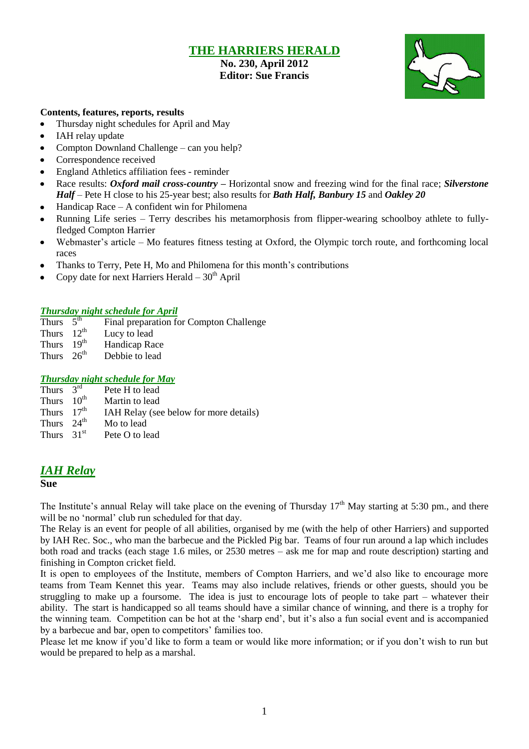# THE HARRIERS HERALD

**No. 230, April 2012**
**Editor: Sue Francis**

**Contents, features, reports, results**

- Thursday night schedules for April and May
- IAH relay update
- Compton Downland Challenge – can you help?
- Correspondence received
- England Athletics affiliation fees - reminder
- Race results: ***Oxford mail cross-country –*** Horizontal snow and freezing wind for the final race; ***Silverstone Half*** – Pete H close to his 25-year best; also results for ***Bath Half, Banbury 15*** and ***Oakley 20***
- Handicap Race – A confident win for Philomena
- Running Life series – Terry describes his metamorphosis from flipper-wearing schoolboy athlete to fully-fledged Compton Harrier
- Webmaster's article – Mo features fitness testing at Oxford, the Olympic torch route, and forthcoming local races
- Thanks to Terry, Pete H, Mo and Philomena for this month's contributions
- Copy date for next Harriers Herald – 30th April

### *Thursday night schedule for April*

| | |
|---|---|
| Thurs 5th | Final preparation for Compton Challenge |
| Thurs 12th | Lucy to lead |
| Thurs 19th | Handicap Race |
| Thurs 26th | Debbie to lead |

### *Thursday night schedule for May*

| | |
|---|---|
| Thurs 3rd | Pete H to lead |
| Thurs 10th | Martin to lead |
| Thurs 17th | IAH Relay (see below for more details) |
| Thurs 24th | Mo to lead |
| Thurs 31st | Pete O to lead |

## *IAH Relay*

**Sue**

The Institute's annual Relay will take place on the evening of Thursday 17th May starting at 5:30 pm., and there will be no 'normal' club run scheduled for that day.

The Relay is an event for people of all abilities, organised by me (with the help of other Harriers) and supported by IAH Rec. Soc., who man the barbecue and the Pickled Pig bar. Teams of four run around a lap which includes both road and tracks (each stage 1.6 miles, or 2530 metres – ask me for map and route description) starting and finishing in Compton cricket field.

It is open to employees of the Institute, members of Compton Harriers, and we'd also like to encourage more teams from Team Kennet this year. Teams may also include relatives, friends or other guests, should you be struggling to make up a foursome. The idea is just to encourage lots of people to take part – whatever their ability. The start is handicapped so all teams should have a similar chance of winning, and there is a trophy for the winning team. Competition can be hot at the 'sharp end', but it's also a fun social event and is accompanied by a barbecue and bar, open to competitors' families too.

Please let me know if you'd like to form a team or would like more information; or if you don't wish to run but would be prepared to help as a marshal.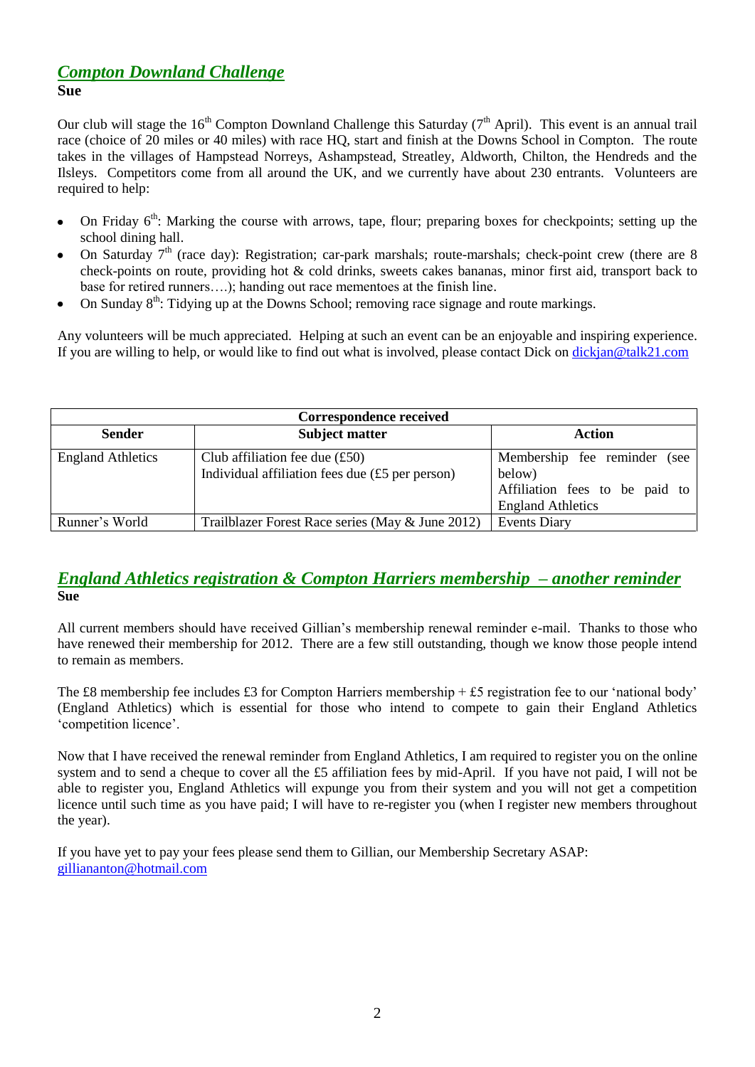## *Compton Downland Challenge*

**Sue**

Our club will stage the 16th Compton Downland Challenge this Saturday (7th April). This event is an annual trail race (choice of 20 miles or 40 miles) with race HQ, start and finish at the Downs School in Compton. The route takes in the villages of Hampstead Norreys, Ashampstead, Streatley, Aldworth, Chilton, the Hendreds and the Ilsleys. Competitors come from all around the UK, and we currently have about 230 entrants. Volunteers are required to help:

- On Friday 6th: Marking the course with arrows, tape, flour; preparing boxes for checkpoints; setting up the school dining hall.
- On Saturday 7th (race day): Registration; car-park marshals; route-marshals; check-point crew (there are 8 check-points on route, providing hot & cold drinks, sweets cakes bananas, minor first aid, transport back to base for retired runners….); handing out race mementoes at the finish line.
- On Sunday 8th: Tidying up at the Downs School; removing race signage and route markings.

Any volunteers will be much appreciated. Helping at such an event can be an enjoyable and inspiring experience. If you are willing to help, or would like to find out what is involved, please contact Dick on dickjan@talk21.com

| Correspondence received | | |
|---|---|---|
| **Sender** | **Subject matter** | **Action** |
| England Athletics | Club affiliation fee due (£50)<br>Individual affiliation fees due (£5 per person) | Membership fee reminder (see below)<br>Affiliation fees to be paid to England Athletics |
| Runner's World | Trailblazer Forest Race series (May & June 2012) | Events Diary |

## *England Athletics registration & Compton Harriers membership – another reminder*

**Sue**

All current members should have received Gillian's membership renewal reminder e-mail. Thanks to those who have renewed their membership for 2012. There are a few still outstanding, though we know those people intend to remain as members.

The £8 membership fee includes £3 for Compton Harriers membership + £5 registration fee to our 'national body' (England Athletics) which is essential for those who intend to compete to gain their England Athletics 'competition licence'.

Now that I have received the renewal reminder from England Athletics, I am required to register you on the online system and to send a cheque to cover all the £5 affiliation fees by mid-April. If you have not paid, I will not be able to register you, England Athletics will expunge you from their system and you will not get a competition licence until such time as you have paid; I will have to re-register you (when I register new members throughout the year).

If you have yet to pay your fees please send them to Gillian, our Membership Secretary ASAP: gilliananton@hotmail.com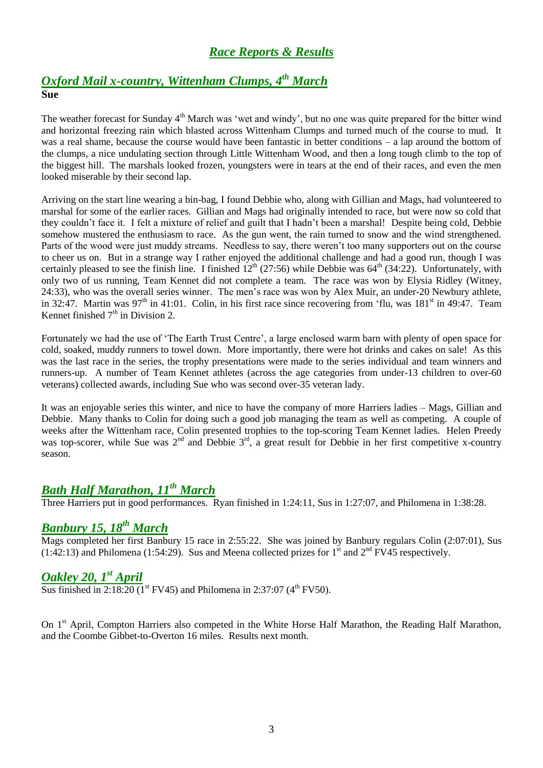## *Race Reports & Results*

### *Oxford Mail x-country, Wittenham Clumps, 4th March*

**Sue**

The weather forecast for Sunday 4th March was 'wet and windy', but no one was quite prepared for the bitter wind and horizontal freezing rain which blasted across Wittenham Clumps and turned much of the course to mud. It was a real shame, because the course would have been fantastic in better conditions – a lap around the bottom of the clumps, a nice undulating section through Little Wittenham Wood, and then a long tough climb to the top of the biggest hill. The marshals looked frozen, youngsters were in tears at the end of their races, and even the men looked miserable by their second lap.

Arriving on the start line wearing a bin-bag, I found Debbie who, along with Gillian and Mags, had volunteered to marshal for some of the earlier races. Gillian and Mags had originally intended to race, but were now so cold that they couldn't face it. I felt a mixture of relief and guilt that I hadn't been a marshal! Despite being cold, Debbie somehow mustered the enthusiasm to race. As the gun went, the rain turned to snow and the wind strengthened. Parts of the wood were just muddy streams. Needless to say, there weren't too many supporters out on the course to cheer us on. But in a strange way I rather enjoyed the additional challenge and had a good run, though I was certainly pleased to see the finish line. I finished 12th (27:56) while Debbie was 64th (34:22). Unfortunately, with only two of us running, Team Kennet did not complete a team. The race was won by Elysia Ridley (Witney, 24:33), who was the overall series winner. The men's race was won by Alex Muir, an under-20 Newbury athlete, in 32:47. Martin was 97th in 41:01. Colin, in his first race since recovering from 'flu, was 181st in 49:47. Team Kennet finished 7th in Division 2.

Fortunately we had the use of 'The Earth Trust Centre', a large enclosed warm barn with plenty of open space for cold, soaked, muddy runners to towel down. More importantly, there were hot drinks and cakes on sale! As this was the last race in the series, the trophy presentations were made to the series individual and team winners and runners-up. A number of Team Kennet athletes (across the age categories from under-13 children to over-60 veterans) collected awards, including Sue who was second over-35 veteran lady.

It was an enjoyable series this winter, and nice to have the company of more Harriers ladies – Mags, Gillian and Debbie. Many thanks to Colin for doing such a good job managing the team as well as competing. A couple of weeks after the Wittenham race, Colin presented trophies to the top-scoring Team Kennet ladies. Helen Preedy was top-scorer, while Sue was 2nd and Debbie 3rd, a great result for Debbie in her first competitive x-country season.

### *Bath Half Marathon, 11th March*

Three Harriers put in good performances. Ryan finished in 1:24:11, Sus in 1:27:07, and Philomena in 1:38:28.

### *Banbury 15, 18th March*

Mags completed her first Banbury 15 race in 2:55:22. She was joined by Banbury regulars Colin (2:07:01), Sus (1:42:13) and Philomena (1:54:29). Sus and Meena collected prizes for 1st and 2nd FV45 respectively.

### *Oakley 20, 1st April*

Sus finished in 2:18:20 (1st FV45) and Philomena in 2:37:07 (4th FV50).

On 1st April, Compton Harriers also competed in the White Horse Half Marathon, the Reading Half Marathon, and the Coombe Gibbet-to-Overton 16 miles. Results next month.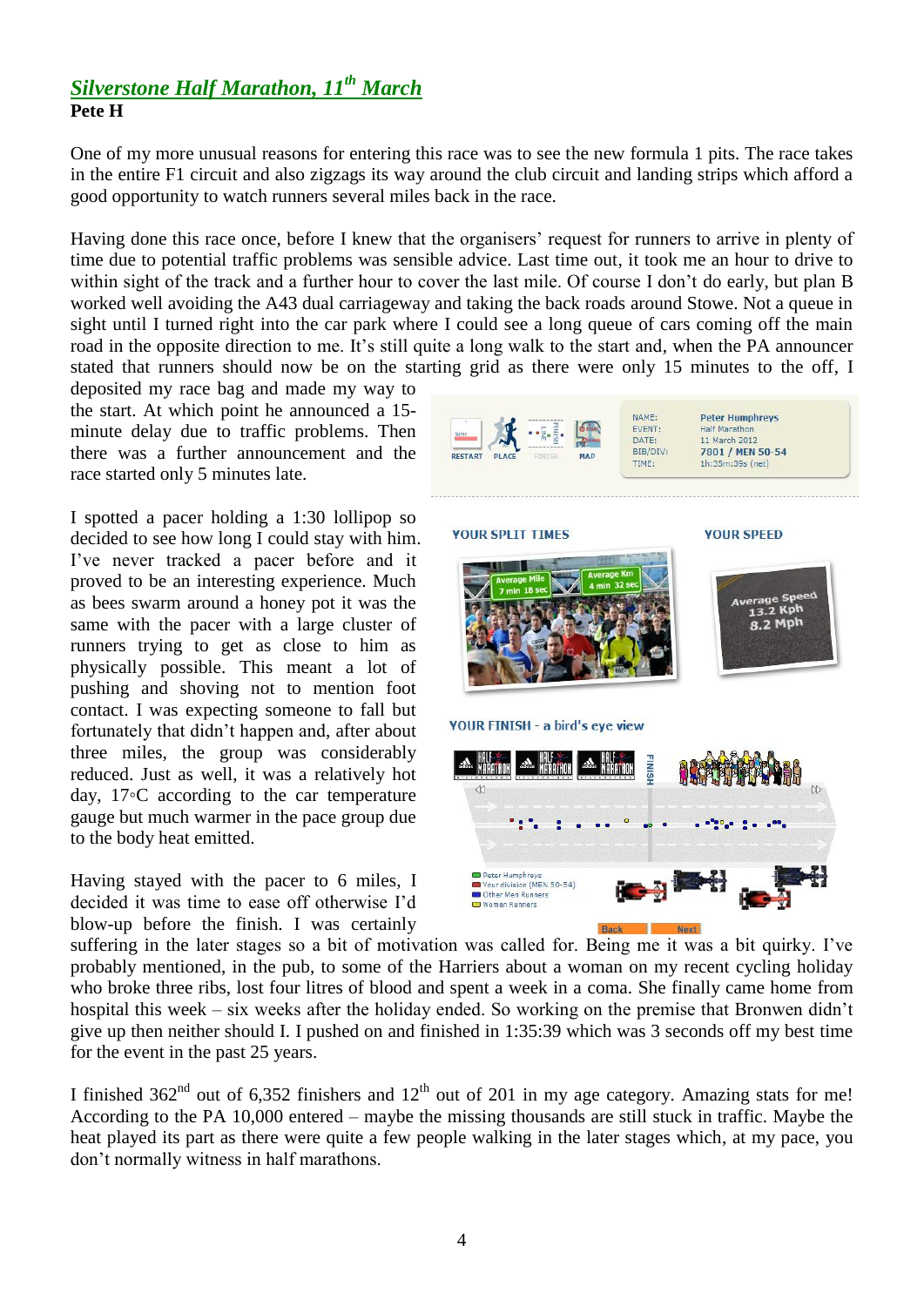## *Silverstone Half Marathon, 11th March*

**Pete H**

One of my more unusual reasons for entering this race was to see the new formula 1 pits. The race takes in the entire F1 circuit and also zigzags its way around the club circuit and landing strips which afford a good opportunity to watch runners several miles back in the race.

Having done this race once, before I knew that the organisers' request for runners to arrive in plenty of time due to potential traffic problems was sensible advice. Last time out, it took me an hour to drive to within sight of the track and a further hour to cover the last mile. Of course I don't do early, but plan B worked well avoiding the A43 dual carriageway and taking the back roads around Stowe. Not a queue in sight until I turned right into the car park where I could see a long queue of cars coming off the main road in the opposite direction to me. It's still quite a long walk to the start and, when the PA announcer stated that runners should now be on the starting grid as there were only 15 minutes to the off, I deposited my race bag and made my way to the start. At which point he announced a 15-minute delay due to traffic problems. Then there was a further announcement and the race started only 5 minutes late.

I spotted a pacer holding a 1:30 lollipop so decided to see how long I could stay with him. I've never tracked a pacer before and it proved to be an interesting experience. Much as bees swarm around a honey pot it was the same with the pacer with a large cluster of runners trying to get as close to him as physically possible. This meant a lot of pushing and shoving not to mention foot contact. I was expecting someone to fall but fortunately that didn't happen and, after about three miles, the group was considerably reduced. Just as well, it was a relatively hot day, 17◦C according to the car temperature gauge but much warmer in the pace group due to the body heat emitted.

Having stayed with the pacer to 6 miles, I decided it was time to ease off otherwise I'd blow-up before the finish. I was certainly suffering in the later stages so a bit of motivation was called for. Being me it was a bit quirky. I've probably mentioned, in the pub, to some of the Harriers about a woman on my recent cycling holiday who broke three ribs, lost four litres of blood and spent a week in a coma. She finally came home from hospital this week – six weeks after the holiday ended. So working on the premise that Bronwen didn't give up then neither should I. I pushed on and finished in 1:35:39 which was 3 seconds off my best time for the event in the past 25 years.

NAME: Peter Humphreys
EVENT: Half Marathon
DATE: 11 March 2012
BIB/DIV: 7801 / MEN 50-54
TIME: 1h:35m:39s (net)

YOUR SPLIT TIMES — Average Mile 7 min 18 sec; Average Km 4 min 32 sec

YOUR SPEED — Average Speed 13.2 Kph 8.2 Mph

YOUR FINISH - a bird's eye view

I finished 362nd out of 6,352 finishers and 12th out of 201 in my age category. Amazing stats for me! According to the PA 10,000 entered – maybe the missing thousands are still stuck in traffic. Maybe the heat played its part as there were quite a few people walking in the later stages which, at my pace, you don't normally witness in half marathons.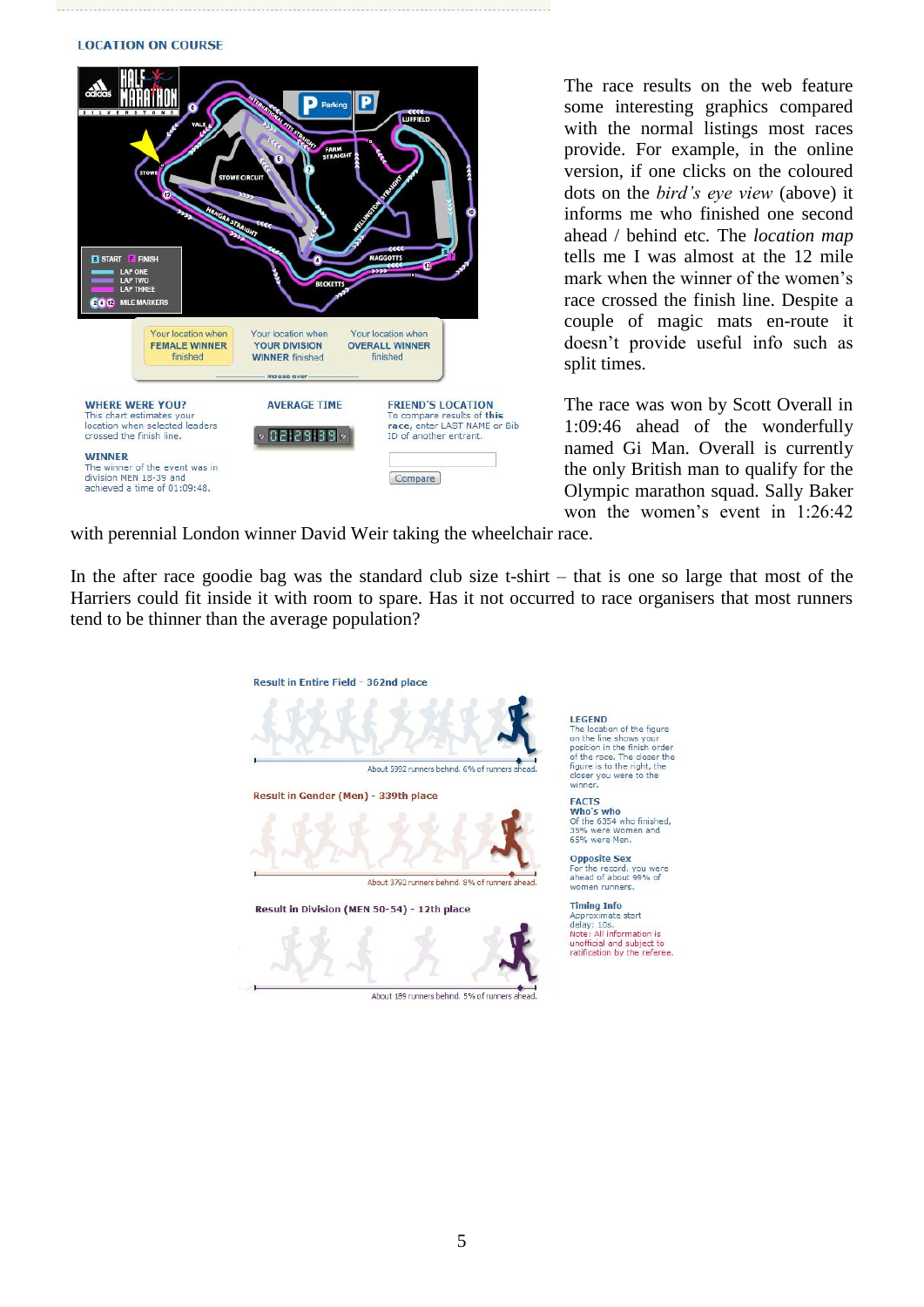LOCATION ON COURSE

The race results on the web feature some interesting graphics compared with the normal listings most races provide. For example, in the online version, if one clicks on the coloured dots on the *bird's eye view* (above) it informs me who finished one second ahead / behind etc. The *location map* tells me I was almost at the 12 mile mark when the winner of the women's race crossed the finish line. Despite a couple of magic mats en-route it doesn't provide useful info such as split times.

The race was won by Scott Overall in 1:09:46 ahead of the wonderfully named Gi Man. Overall is currently the only British man to qualify for the Olympic marathon squad. Sally Baker won the women's event in 1:26:42 with perennial London winner David Weir taking the wheelchair race.

In the after race goodie bag was the standard club size t-shirt – that is one so large that most of the Harriers could fit inside it with room to spare. Has it not occurred to race organisers that most runners tend to be thinner than the average population?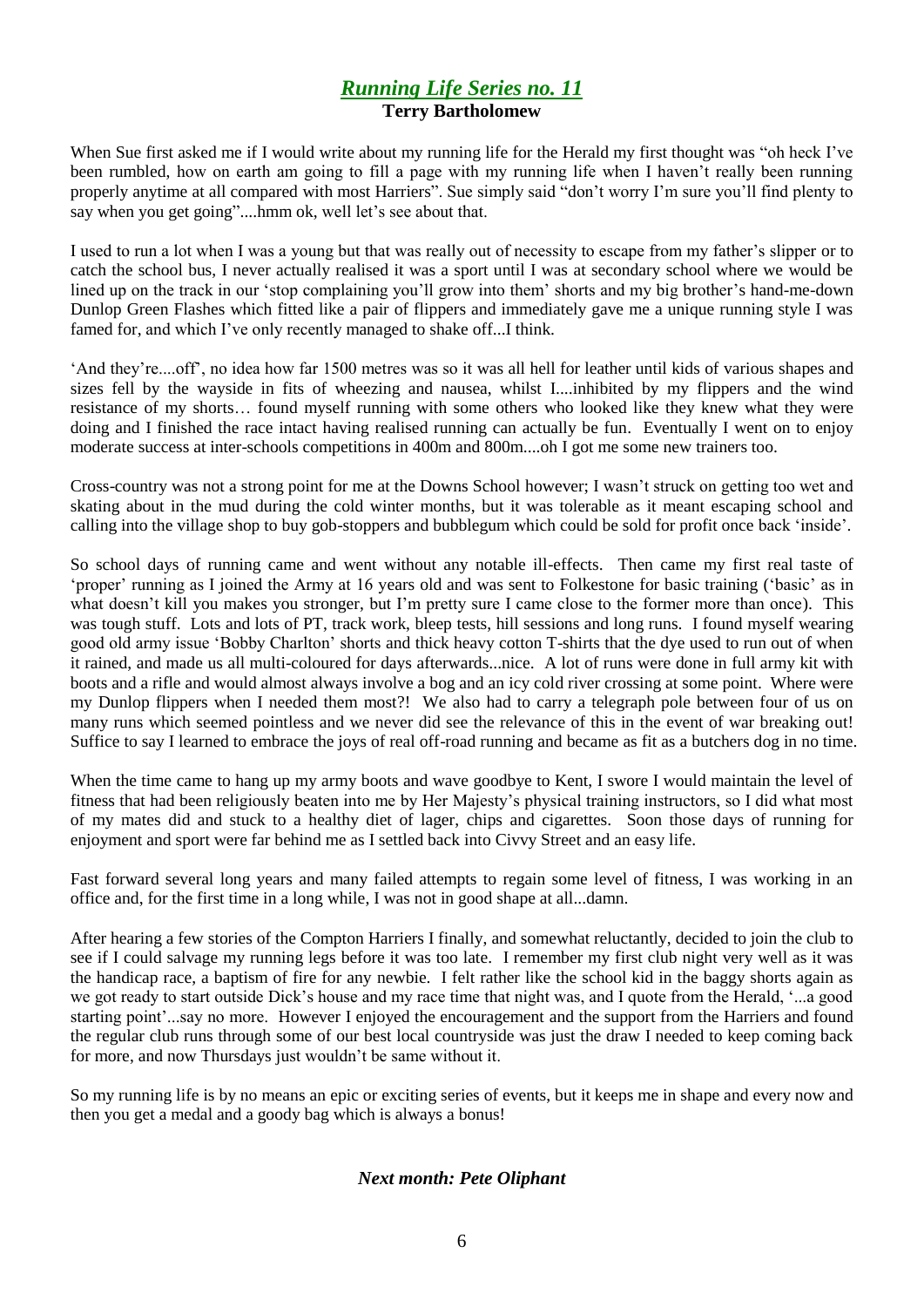## *Running Life Series no. 11*

**Terry Bartholomew**

When Sue first asked me if I would write about my running life for the Herald my first thought was "oh heck I've been rumbled, how on earth am going to fill a page with my running life when I haven't really been running properly anytime at all compared with most Harriers". Sue simply said "don't worry I'm sure you'll find plenty to say when you get going"....hmm ok, well let's see about that.

I used to run a lot when I was a young but that was really out of necessity to escape from my father's slipper or to catch the school bus, I never actually realised it was a sport until I was at secondary school where we would be lined up on the track in our 'stop complaining you'll grow into them' shorts and my big brother's hand-me-down Dunlop Green Flashes which fitted like a pair of flippers and immediately gave me a unique running style I was famed for, and which I've only recently managed to shake off...I think.

'And they're....off', no idea how far 1500 metres was so it was all hell for leather until kids of various shapes and sizes fell by the wayside in fits of wheezing and nausea, whilst I....inhibited by my flippers and the wind resistance of my shorts… found myself running with some others who looked like they knew what they were doing and I finished the race intact having realised running can actually be fun. Eventually I went on to enjoy moderate success at inter-schools competitions in 400m and 800m....oh I got me some new trainers too.

Cross-country was not a strong point for me at the Downs School however; I wasn't struck on getting too wet and skating about in the mud during the cold winter months, but it was tolerable as it meant escaping school and calling into the village shop to buy gob-stoppers and bubblegum which could be sold for profit once back 'inside'.

So school days of running came and went without any notable ill-effects. Then came my first real taste of 'proper' running as I joined the Army at 16 years old and was sent to Folkestone for basic training ('basic' as in what doesn't kill you makes you stronger, but I'm pretty sure I came close to the former more than once). This was tough stuff. Lots and lots of PT, track work, bleep tests, hill sessions and long runs. I found myself wearing good old army issue 'Bobby Charlton' shorts and thick heavy cotton T-shirts that the dye used to run out of when it rained, and made us all multi-coloured for days afterwards...nice. A lot of runs were done in full army kit with boots and a rifle and would almost always involve a bog and an icy cold river crossing at some point. Where were my Dunlop flippers when I needed them most?! We also had to carry a telegraph pole between four of us on many runs which seemed pointless and we never did see the relevance of this in the event of war breaking out! Suffice to say I learned to embrace the joys of real off-road running and became as fit as a butchers dog in no time.

When the time came to hang up my army boots and wave goodbye to Kent, I swore I would maintain the level of fitness that had been religiously beaten into me by Her Majesty's physical training instructors, so I did what most of my mates did and stuck to a healthy diet of lager, chips and cigarettes. Soon those days of running for enjoyment and sport were far behind me as I settled back into Civvy Street and an easy life.

Fast forward several long years and many failed attempts to regain some level of fitness, I was working in an office and, for the first time in a long while, I was not in good shape at all...damn.

After hearing a few stories of the Compton Harriers I finally, and somewhat reluctantly, decided to join the club to see if I could salvage my running legs before it was too late. I remember my first club night very well as it was the handicap race, a baptism of fire for any newbie. I felt rather like the school kid in the baggy shorts again as we got ready to start outside Dick's house and my race time that night was, and I quote from the Herald, '...a good starting point'...say no more. However I enjoyed the encouragement and the support from the Harriers and found the regular club runs through some of our best local countryside was just the draw I needed to keep coming back for more, and now Thursdays just wouldn't be same without it.

So my running life is by no means an epic or exciting series of events, but it keeps me in shape and every now and then you get a medal and a goody bag which is always a bonus!

***Next month: Pete Oliphant***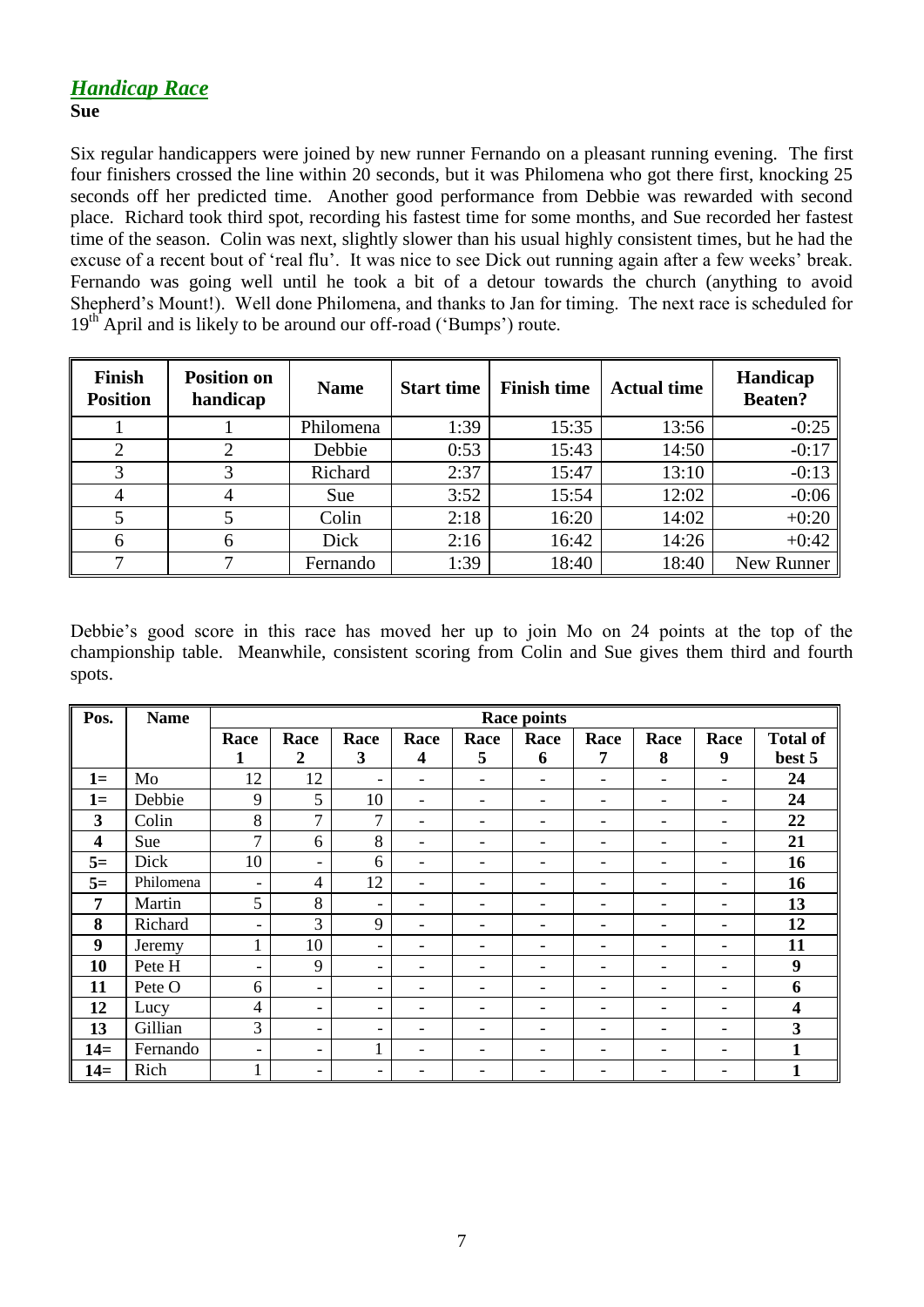## *Handicap Race*

**Sue**

Six regular handicappers were joined by new runner Fernando on a pleasant running evening. The first four finishers crossed the line within 20 seconds, but it was Philomena who got there first, knocking 25 seconds off her predicted time. Another good performance from Debbie was rewarded with second place. Richard took third spot, recording his fastest time for some months, and Sue recorded her fastest time of the season. Colin was next, slightly slower than his usual highly consistent times, but he had the excuse of a recent bout of 'real flu'. It was nice to see Dick out running again after a few weeks' break. Fernando was going well until he took a bit of a detour towards the church (anything to avoid Shepherd's Mount!). Well done Philomena, and thanks to Jan for timing. The next race is scheduled for 19th April and is likely to be around our off-road ('Bumps') route.

| Finish Position | Position on handicap | Name | Start time | Finish time | Actual time | Handicap Beaten? |
|---|---|---|---|---|---|---|
| 1 | 1 | Philomena | 1:39 | 15:35 | 13:56 | -0:25 |
| 2 | 2 | Debbie | 0:53 | 15:43 | 14:50 | -0:17 |
| 3 | 3 | Richard | 2:37 | 15:47 | 13:10 | -0:13 |
| 4 | 4 | Sue | 3:52 | 15:54 | 12:02 | -0:06 |
| 5 | 5 | Colin | 2:18 | 16:20 | 14:02 | +0:20 |
| 6 | 6 | Dick | 2:16 | 16:42 | 14:26 | +0:42 |
| 7 | 7 | Fernando | 1:39 | 18:40 | 18:40 | New Runner |

Debbie's good score in this race has moved her up to join Mo on 24 points at the top of the championship table. Meanwhile, consistent scoring from Colin and Sue gives them third and fourth spots.

| Pos. | Name | Race points | | | | | | | | | |
|---|---|---|---|---|---|---|---|---|---|---|---|
| | | Race 1 | Race 2 | Race 3 | Race 4 | Race 5 | Race 6 | Race 7 | Race 8 | Race 9 | Total of best 5 |
| **1=** | Mo | 12 | 12 | - | - | - | - | - | - | - | **24** |
| **1=** | Debbie | 9 | 5 | 10 | - | - | - | - | - | - | **24** |
| **3** | Colin | 8 | 7 | 7 | - | - | - | - | - | - | **22** |
| **4** | Sue | 7 | 6 | 8 | - | - | - | - | - | - | **21** |
| **5=** | Dick | 10 | - | 6 | - | - | - | - | - | - | **16** |
| **5=** | Philomena | - | 4 | 12 | - | - | - | - | - | - | **16** |
| **7** | Martin | 5 | 8 | - | - | - | - | - | - | - | **13** |
| **8** | Richard | - | 3 | 9 | - | - | - | - | - | - | **12** |
| **9** | Jeremy | 1 | 10 | - | - | - | - | - | - | - | **11** |
| **10** | Pete H | - | 9 | - | - | - | - | - | - | - | **9** |
| **11** | Pete O | 6 | - | - | - | - | - | - | - | - | **6** |
| **12** | Lucy | 4 | - | - | - | - | - | - | - | - | **4** |
| **13** | Gillian | 3 | - | - | - | - | - | - | - | - | **3** |
| **14=** | Fernando | - | - | 1 | - | - | - | - | - | - | **1** |
| **14=** | Rich | 1 | - | - | - | - | - | - | - | - | **1** |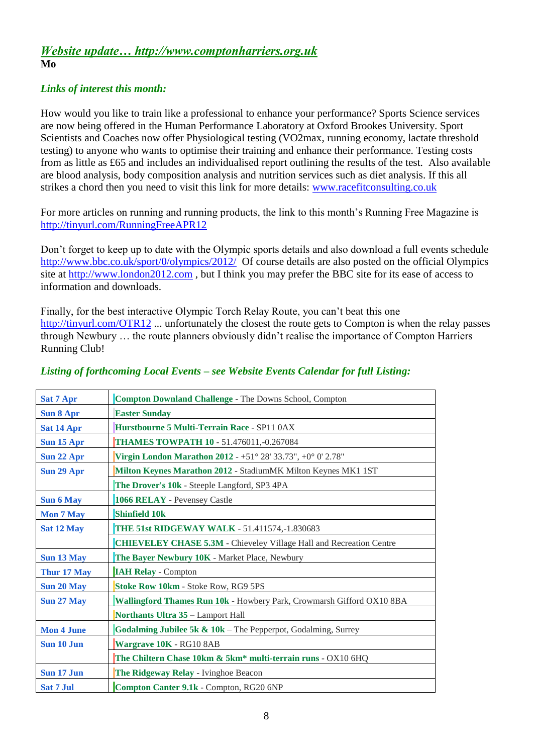## *Website update… http://www.comptonharriers.org.uk*

**Mo**

### *Links of interest this month:*

How would you like to train like a professional to enhance your performance? Sports Science services are now being offered in the Human Performance Laboratory at Oxford Brookes University. Sport Scientists and Coaches now offer Physiological testing (VO2max, running economy, lactate threshold testing) to anyone who wants to optimise their training and enhance their performance. Testing costs from as little as £65 and includes an individualised report outlining the results of the test. Also available are blood analysis, body composition analysis and nutrition services such as diet analysis. If this all strikes a chord then you need to visit this link for more details: www.racefitconsulting.co.uk

For more articles on running and running products, the link to this month's Running Free Magazine is http://tinyurl.com/RunningFreeAPR12

Don't forget to keep up to date with the Olympic sports details and also download a full events schedule http://www.bbc.co.uk/sport/0/olympics/2012/ Of course details are also posted on the official Olympics site at http://www.london2012.com , but I think you may prefer the BBC site for its ease of access to information and downloads.

Finally, for the best interactive Olympic Torch Relay Route, you can't beat this one http://tinyurl.com/OTR12 ... unfortunately the closest the route gets to Compton is when the relay passes through Newbury … the route planners obviously didn't realise the importance of Compton Harriers Running Club!

### *Listing of forthcoming Local Events – see Website Events Calendar for full Listing:*

| | |
|---|---|
| **Sat 7 Apr** | **Compton Downland Challenge** - The Downs School, Compton |
| **Sun 8 Apr** | **Easter Sunday** |
| **Sat 14 Apr** | **Hurstbourne 5 Multi-Terrain Race** - SP11 0AX |
| **Sun 15 Apr** | **THAMES TOWPATH 10** - 51.476011,-0.267084 |
| **Sun 22 Apr** | **Virgin London Marathon 2012** - +51° 28' 33.73", +0° 0' 2.78" |
| **Sun 29 Apr** | **Milton Keynes Marathon 2012** - StadiumMK Milton Keynes MK1 1ST |
| | **The Drover's 10k** - Steeple Langford, SP3 4PA |
| **Sun 6 May** | **1066 RELAY** - Pevensey Castle |
| **Mon 7 May** | **Shinfield 10k** |
| **Sat 12 May** | **THE 51st RIDGEWAY WALK** - 51.411574,-1.830683 |
| | **CHIEVELEY CHASE 5.3M** - Chieveley Village Hall and Recreation Centre |
| **Sun 13 May** | **The Bayer Newbury 10K** - Market Place, Newbury |
| **Thur 17 May** | **IAH Relay** - Compton |
| **Sun 20 May** | **Stoke Row 10km** - Stoke Row, RG9 5PS |
| **Sun 27 May** | **Wallingford Thames Run 10k** - Howbery Park, Crowmarsh Gifford OX10 8BA |
| | **Northants Ultra 35** – Lamport Hall |
| **Mon 4 June** | **Godalming Jubilee 5k & 10k** – The Pepperpot, Godalming, Surrey |
| **Sun 10 Jun** | **Wargrave 10K** - RG10 8AB |
| | **The Chiltern Chase 10km & 5km* multi-terrain runs** - OX10 6HQ |
| **Sun 17 Jun** | **The Ridgeway Relay** - Ivinghoe Beacon |
| **Sat 7 Jul** | **Compton Canter 9.1k** - Compton, RG20 6NP |